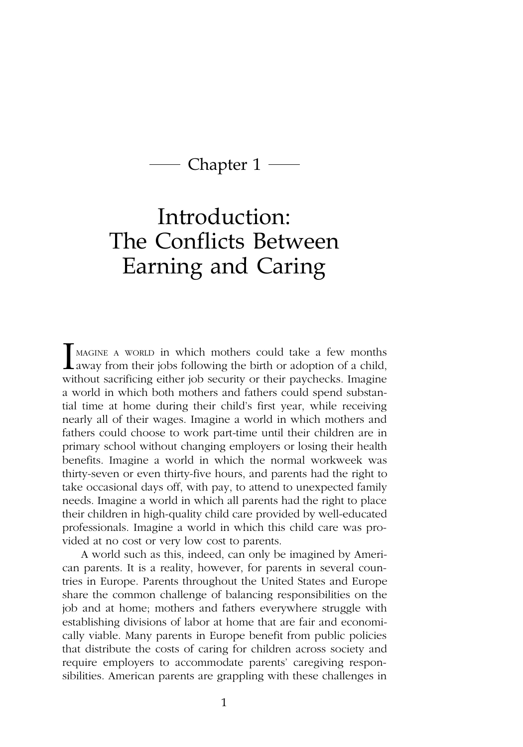# Chapter 1

# Introduction: The Conflicts Between Earning and Caring

IMAGINE A WORLD in which mothers could take a few months away from their jobs following the birth or adoption of a child, without sacrificing either job security or their paychecks. Imagine a world in which both mothers and fathers could spend substantial time at home during their child's first year, while receiving nearly all of their wages. Imagine a world in which mothers and fathers could choose to work part-time until their children are in primary school without changing employers or losing their health benefits. Imagine a world in which the normal workweek was thirty-seven or even thirty-five hours, and parents had the right to take occasional days off, with pay, to attend to unexpected family needs. Imagine a world in which all parents had the right to place their children in high-quality child care provided by well-educated professionals. Imagine a world in which this child care was provided at no cost or very low cost to parents.

A world such as this, indeed, can only be imagined by American parents. It is a reality, however, for parents in several countries in Europe. Parents throughout the United States and Europe share the common challenge of balancing responsibilities on the job and at home; mothers and fathers everywhere struggle with establishing divisions of labor at home that are fair and economically viable. Many parents in Europe benefit from public policies that distribute the costs of caring for children across society and require employers to accommodate parents' caregiving responsibilities. American parents are grappling with these challenges in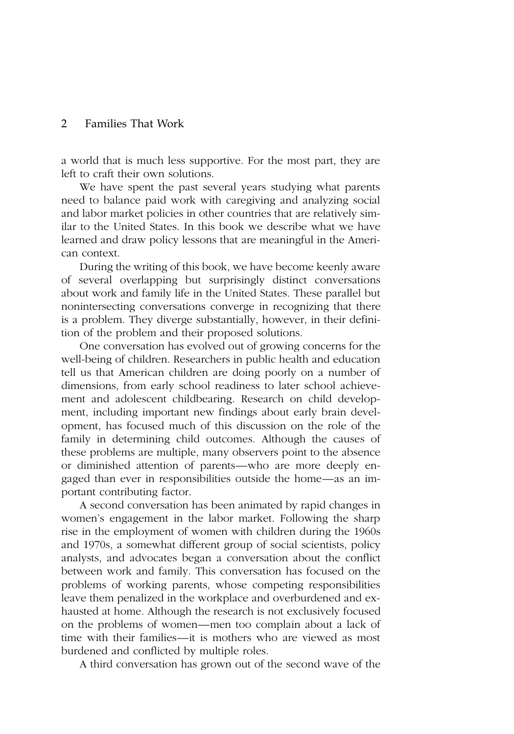a world that is much less supportive. For the most part, they are left to craft their own solutions.

We have spent the past several years studying what parents need to balance paid work with caregiving and analyzing social and labor market policies in other countries that are relatively similar to the United States. In this book we describe what we have learned and draw policy lessons that are meaningful in the American context.

During the writing of this book, we have become keenly aware of several overlapping but surprisingly distinct conversations about work and family life in the United States. These parallel but nonintersecting conversations converge in recognizing that there is a problem. They diverge substantially, however, in their definition of the problem and their proposed solutions.

One conversation has evolved out of growing concerns for the well-being of children. Researchers in public health and education tell us that American children are doing poorly on a number of dimensions, from early school readiness to later school achievement and adolescent childbearing. Research on child development, including important new findings about early brain development, has focused much of this discussion on the role of the family in determining child outcomes. Although the causes of these problems are multiple, many observers point to the absence or diminished attention of parents—who are more deeply engaged than ever in responsibilities outside the home—as an important contributing factor.

A second conversation has been animated by rapid changes in women's engagement in the labor market. Following the sharp rise in the employment of women with children during the 1960s and 1970s, a somewhat different group of social scientists, policy analysts, and advocates began a conversation about the conflict between work and family. This conversation has focused on the problems of working parents, whose competing responsibilities leave them penalized in the workplace and overburdened and exhausted at home. Although the research is not exclusively focused on the problems of women—men too complain about a lack of time with their families—it is mothers who are viewed as most burdened and conflicted by multiple roles.

A third conversation has grown out of the second wave of the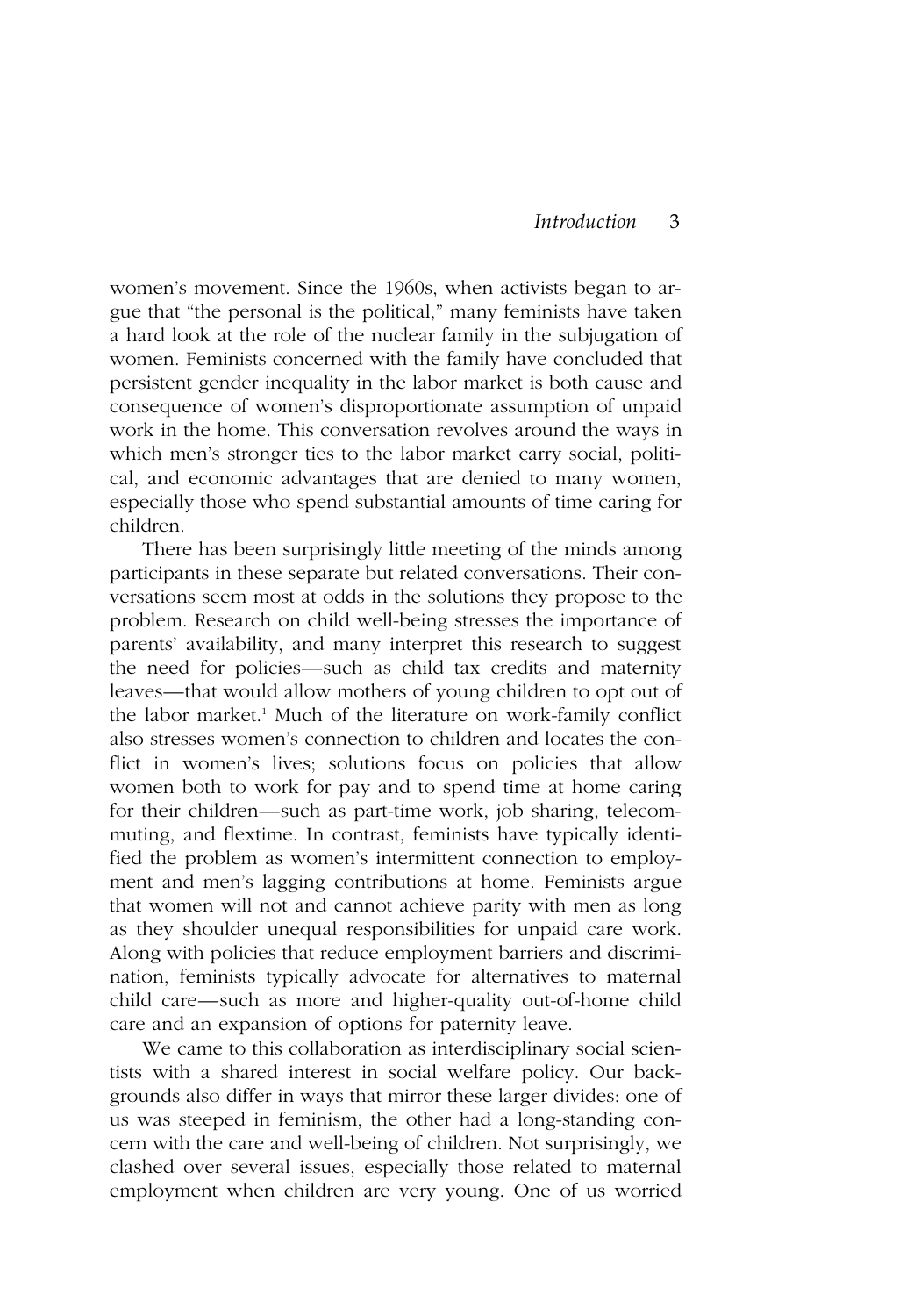women's movement. Since the 1960s, when activists began to argue that "the personal is the political," many feminists have taken a hard look at the role of the nuclear family in the subjugation of women. Feminists concerned with the family have concluded that persistent gender inequality in the labor market is both cause and consequence of women's disproportionate assumption of unpaid work in the home. This conversation revolves around the ways in which men's stronger ties to the labor market carry social, political, and economic advantages that are denied to many women, especially those who spend substantial amounts of time caring for children.

There has been surprisingly little meeting of the minds among participants in these separate but related conversations. Their conversations seem most at odds in the solutions they propose to the problem. Research on child well-being stresses the importance of parents' availability, and many interpret this research to suggest the need for policies—such as child tax credits and maternity leaves—that would allow mothers of young children to opt out of the labor market.[1] Much of the literature on work-family conflict also stresses women's connection to children and locates the conflict in women's lives; solutions focus on policies that allow women both to work for pay and to spend time at home caring for their children—such as part-time work, job sharing, telecommuting, and flextime. In contrast, feminists have typically identified the problem as women's intermittent connection to employment and men's lagging contributions at home. Feminists argue that women will not and cannot achieve parity with men as long as they shoulder unequal responsibilities for unpaid care work. Along with policies that reduce employment barriers and discrimination, feminists typically advocate for alternatives to maternal child care—such as more and higher-quality out-of-home child care and an expansion of options for paternity leave.

We came to this collaboration as interdisciplinary social scientists with a shared interest in social welfare policy. Our backgrounds also differ in ways that mirror these larger divides: one of us was steeped in feminism, the other had a long-standing concern with the care and well-being of children. Not surprisingly, we clashed over several issues, especially those related to maternal employment when children are very young. One of us worried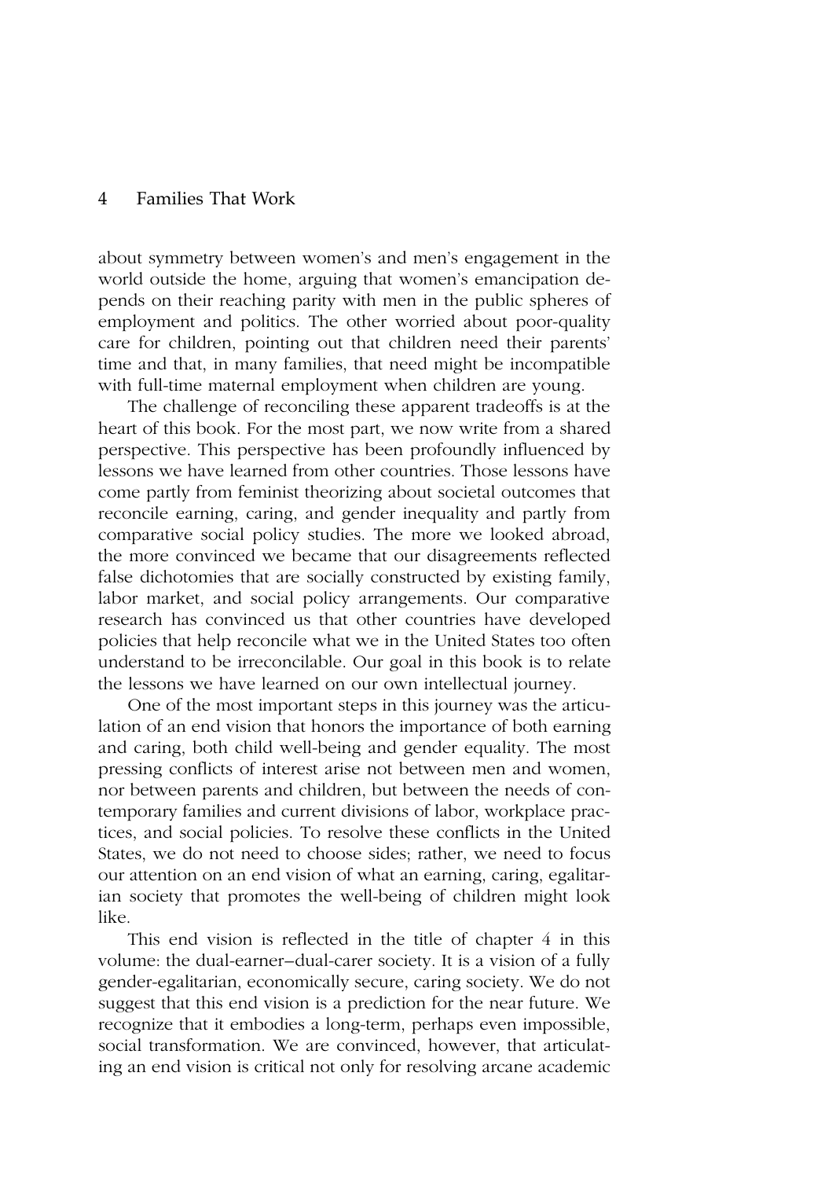about symmetry between women's and men's engagement in the world outside the home, arguing that women's emancipation depends on their reaching parity with men in the public spheres of employment and politics. The other worried about poor-quality care for children, pointing out that children need their parents' time and that, in many families, that need might be incompatible with full-time maternal employment when children are young.

The challenge of reconciling these apparent tradeoffs is at the heart of this book. For the most part, we now write from a shared perspective. This perspective has been profoundly influenced by lessons we have learned from other countries. Those lessons have come partly from feminist theorizing about societal outcomes that reconcile earning, caring, and gender inequality and partly from comparative social policy studies. The more we looked abroad, the more convinced we became that our disagreements reflected false dichotomies that are socially constructed by existing family, labor market, and social policy arrangements. Our comparative research has convinced us that other countries have developed policies that help reconcile what we in the United States too often understand to be irreconcilable. Our goal in this book is to relate the lessons we have learned on our own intellectual journey.

One of the most important steps in this journey was the articulation of an end vision that honors the importance of both earning and caring, both child well-being and gender equality. The most pressing conflicts of interest arise not between men and women, nor between parents and children, but between the needs of contemporary families and current divisions of labor, workplace practices, and social policies. To resolve these conflicts in the United States, we do not need to choose sides; rather, we need to focus our attention on an end vision of what an earning, caring, egalitarian society that promotes the well-being of children might look like.

This end vision is reflected in the title of chapter 4 in this volume: the dual-earner–dual-carer society. It is a vision of a fully gender-egalitarian, economically secure, caring society. We do not suggest that this end vision is a prediction for the near future. We recognize that it embodies a long-term, perhaps even impossible, social transformation. We are convinced, however, that articulating an end vision is critical not only for resolving arcane academic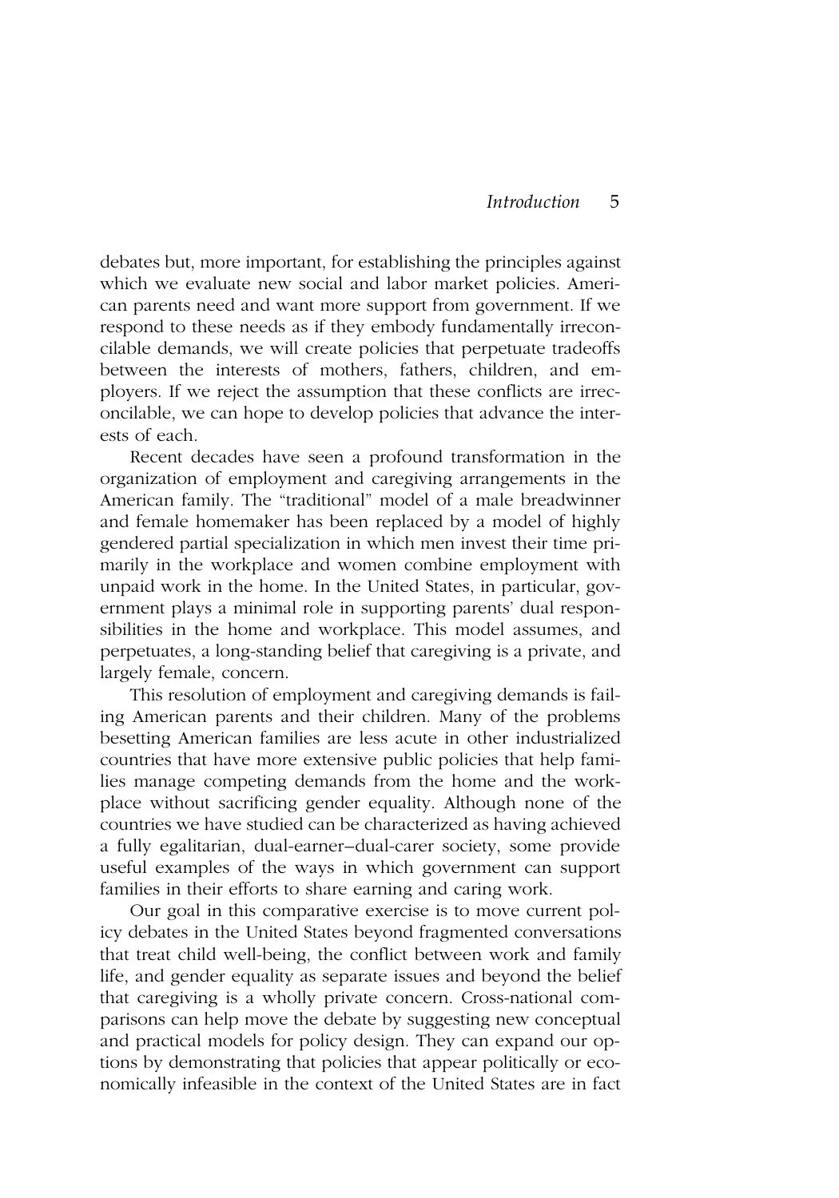debates but, more important, for establishing the principles against which we evaluate new social and labor market policies. American parents need and want more support from government. If we respond to these needs as if they embody fundamentally irreconcilable demands, we will create policies that perpetuate tradeoffs between the interests of mothers, fathers, children, and employers. If we reject the assumption that these conflicts are irreconcilable, we can hope to develop policies that advance the interests of each.

Recent decades have seen a profound transformation in the organization of employment and caregiving arrangements in the American family. The "traditional" model of a male breadwinner and female homemaker has been replaced by a model of highly gendered partial specialization in which men invest their time primarily in the workplace and women combine employment with unpaid work in the home. In the United States, in particular, government plays a minimal role in supporting parents' dual responsibilities in the home and workplace. This model assumes, and perpetuates, a long-standing belief that caregiving is a private, and largely female, concern.

This resolution of employment and caregiving demands is failing American parents and their children. Many of the problems besetting American families are less acute in other industrialized countries that have more extensive public policies that help families manage competing demands from the home and the workplace without sacrificing gender equality. Although none of the countries we have studied can be characterized as having achieved a fully egalitarian, dual-earner–dual-carer society, some provide useful examples of the ways in which government can support families in their efforts to share earning and caring work.

Our goal in this comparative exercise is to move current policy debates in the United States beyond fragmented conversations that treat child well-being, the conflict between work and family life, and gender equality as separate issues and beyond the belief that caregiving is a wholly private concern. Cross-national comparisons can help move the debate by suggesting new conceptual and practical models for policy design. They can expand our options by demonstrating that policies that appear politically or economically infeasible in the context of the United States are in fact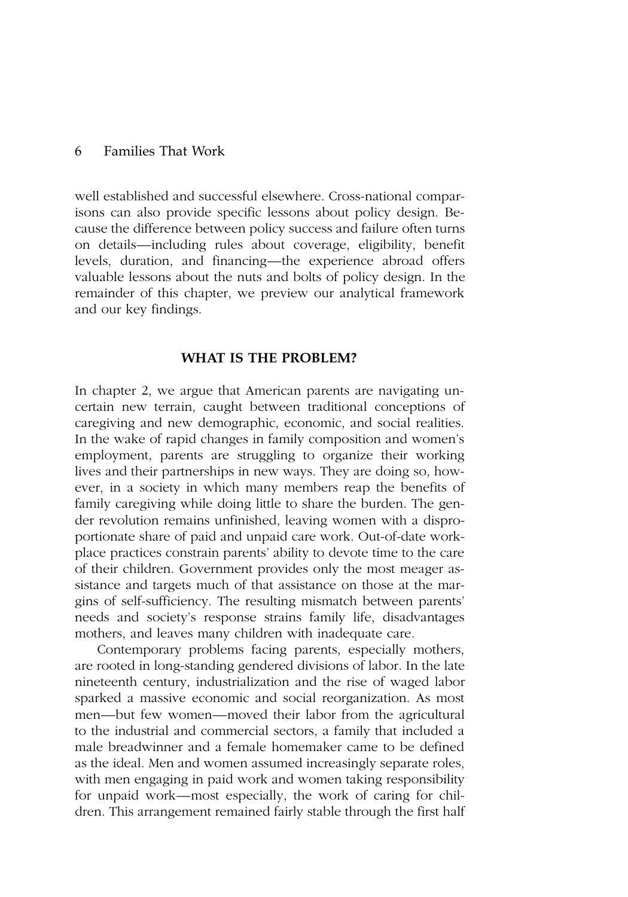well established and successful elsewhere. Cross-national comparisons can also provide specific lessons about policy design. Because the difference between policy success and failure often turns on details—including rules about coverage, eligibility, benefit levels, duration, and financing—the experience abroad offers valuable lessons about the nuts and bolts of policy design. In the remainder of this chapter, we preview our analytical framework and our key findings.

## WHAT IS THE PROBLEM?

In chapter 2, we argue that American parents are navigating uncertain new terrain, caught between traditional conceptions of caregiving and new demographic, economic, and social realities. In the wake of rapid changes in family composition and women's employment, parents are struggling to organize their working lives and their partnerships in new ways. They are doing so, however, in a society in which many members reap the benefits of family caregiving while doing little to share the burden. The gender revolution remains unfinished, leaving women with a disproportionate share of paid and unpaid care work. Out-of-date workplace practices constrain parents' ability to devote time to the care of their children. Government provides only the most meager assistance and targets much of that assistance on those at the margins of self-sufficiency. The resulting mismatch between parents' needs and society's response strains family life, disadvantages mothers, and leaves many children with inadequate care.

Contemporary problems facing parents, especially mothers, are rooted in long-standing gendered divisions of labor. In the late nineteenth century, industrialization and the rise of waged labor sparked a massive economic and social reorganization. As most men—but few women—moved their labor from the agricultural to the industrial and commercial sectors, a family that included a male breadwinner and a female homemaker came to be defined as the ideal. Men and women assumed increasingly separate roles, with men engaging in paid work and women taking responsibility for unpaid work—most especially, the work of caring for children. This arrangement remained fairly stable through the first half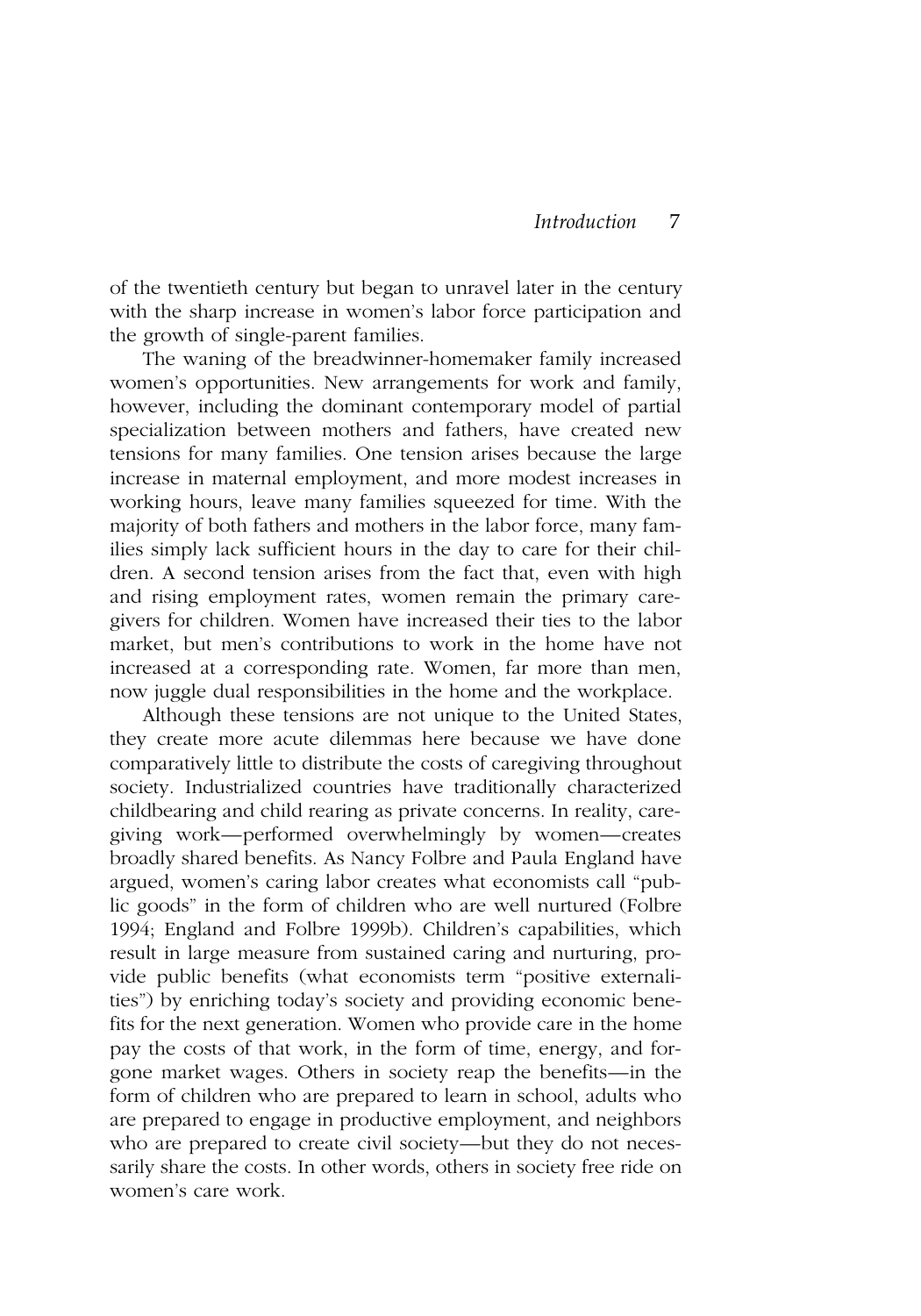of the twentieth century but began to unravel later in the century with the sharp increase in women's labor force participation and the growth of single-parent families.

The waning of the breadwinner-homemaker family increased women's opportunities. New arrangements for work and family, however, including the dominant contemporary model of partial specialization between mothers and fathers, have created new tensions for many families. One tension arises because the large increase in maternal employment, and more modest increases in working hours, leave many families squeezed for time. With the majority of both fathers and mothers in the labor force, many families simply lack sufficient hours in the day to care for their children. A second tension arises from the fact that, even with high and rising employment rates, women remain the primary caregivers for children. Women have increased their ties to the labor market, but men's contributions to work in the home have not increased at a corresponding rate. Women, far more than men, now juggle dual responsibilities in the home and the workplace.

Although these tensions are not unique to the United States, they create more acute dilemmas here because we have done comparatively little to distribute the costs of caregiving throughout society. Industrialized countries have traditionally characterized childbearing and child rearing as private concerns. In reality, caregiving work—performed overwhelmingly by women—creates broadly shared benefits. As Nancy Folbre and Paula England have argued, women's caring labor creates what economists call "public goods" in the form of children who are well nurtured (Folbre 1994; England and Folbre 1999b). Children's capabilities, which result in large measure from sustained caring and nurturing, provide public benefits (what economists term "positive externalities") by enriching today's society and providing economic benefits for the next generation. Women who provide care in the home pay the costs of that work, in the form of time, energy, and forgone market wages. Others in society reap the benefits—in the form of children who are prepared to learn in school, adults who are prepared to engage in productive employment, and neighbors who are prepared to create civil society—but they do not necessarily share the costs. In other words, others in society free ride on women's care work.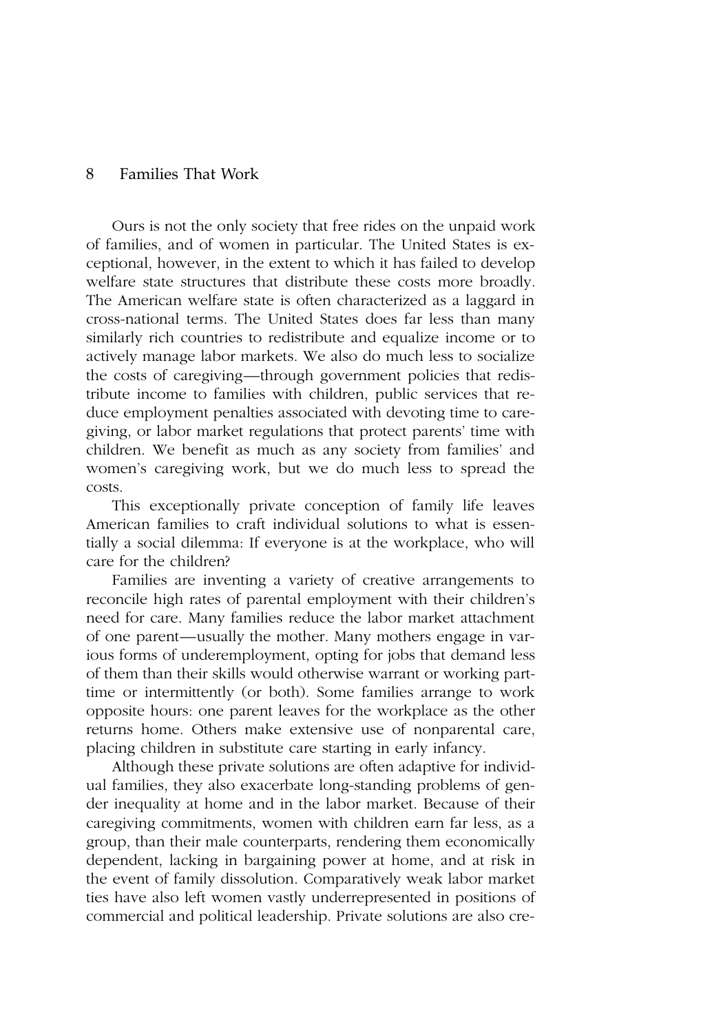Ours is not the only society that free rides on the unpaid work of families, and of women in particular. The United States is exceptional, however, in the extent to which it has failed to develop welfare state structures that distribute these costs more broadly. The American welfare state is often characterized as a laggard in cross-national terms. The United States does far less than many similarly rich countries to redistribute and equalize income or to actively manage labor markets. We also do much less to socialize the costs of caregiving—through government policies that redistribute income to families with children, public services that reduce employment penalties associated with devoting time to caregiving, or labor market regulations that protect parents' time with children. We benefit as much as any society from families' and women's caregiving work, but we do much less to spread the costs.

This exceptionally private conception of family life leaves American families to craft individual solutions to what is essentially a social dilemma: If everyone is at the workplace, who will care for the children?

Families are inventing a variety of creative arrangements to reconcile high rates of parental employment with their children's need for care. Many families reduce the labor market attachment of one parent—usually the mother. Many mothers engage in various forms of underemployment, opting for jobs that demand less of them than their skills would otherwise warrant or working part-time or intermittently (or both). Some families arrange to work opposite hours: one parent leaves for the workplace as the other returns home. Others make extensive use of nonparental care, placing children in substitute care starting in early infancy.

Although these private solutions are often adaptive for individual families, they also exacerbate long-standing problems of gender inequality at home and in the labor market. Because of their caregiving commitments, women with children earn far less, as a group, than their male counterparts, rendering them economically dependent, lacking in bargaining power at home, and at risk in the event of family dissolution. Comparatively weak labor market ties have also left women vastly underrepresented in positions of commercial and political leadership. Private solutions are also cre-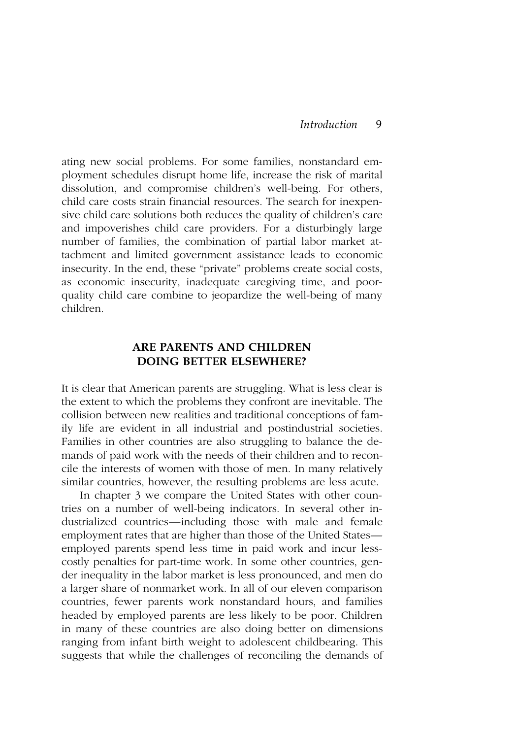ating new social problems. For some families, nonstandard employment schedules disrupt home life, increase the risk of marital dissolution, and compromise children's well-being. For others, child care costs strain financial resources. The search for inexpensive child care solutions both reduces the quality of children's care and impoverishes child care providers. For a disturbingly large number of families, the combination of partial labor market attachment and limited government assistance leads to economic insecurity. In the end, these "private" problems create social costs, as economic insecurity, inadequate caregiving time, and poor-quality child care combine to jeopardize the well-being of many children.

## ARE PARENTS AND CHILDREN DOING BETTER ELSEWHERE?

It is clear that American parents are struggling. What is less clear is the extent to which the problems they confront are inevitable. The collision between new realities and traditional conceptions of family life are evident in all industrial and postindustrial societies. Families in other countries are also struggling to balance the demands of paid work with the needs of their children and to reconcile the interests of women with those of men. In many relatively similar countries, however, the resulting problems are less acute.

In chapter 3 we compare the United States with other countries on a number of well-being indicators. In several other industrialized countries—including those with male and female employment rates that are higher than those of the United States—employed parents spend less time in paid work and incur less-costly penalties for part-time work. In some other countries, gender inequality in the labor market is less pronounced, and men do a larger share of nonmarket work. In all of our eleven comparison countries, fewer parents work nonstandard hours, and families headed by employed parents are less likely to be poor. Children in many of these countries are also doing better on dimensions ranging from infant birth weight to adolescent childbearing. This suggests that while the challenges of reconciling the demands of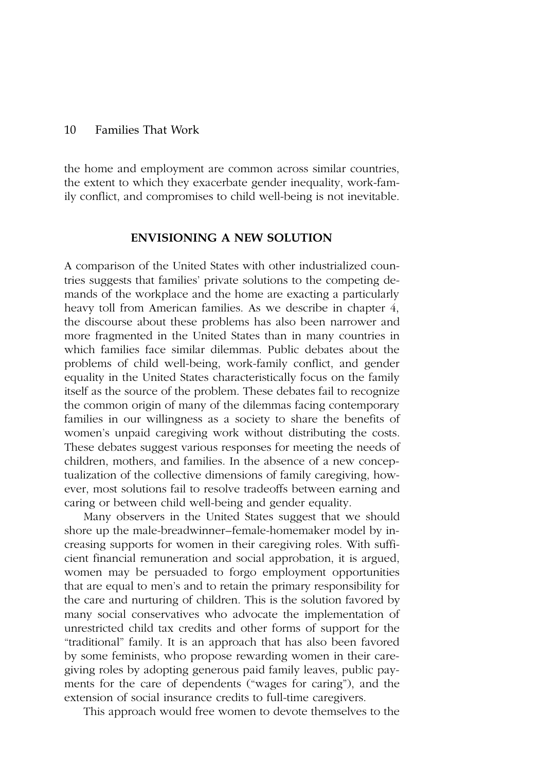the home and employment are common across similar countries, the extent to which they exacerbate gender inequality, work-family conflict, and compromises to child well-being is not inevitable.

## ENVISIONING A NEW SOLUTION

A comparison of the United States with other industrialized countries suggests that families' private solutions to the competing demands of the workplace and the home are exacting a particularly heavy toll from American families. As we describe in chapter 4, the discourse about these problems has also been narrower and more fragmented in the United States than in many countries in which families face similar dilemmas. Public debates about the problems of child well-being, work-family conflict, and gender equality in the United States characteristically focus on the family itself as the source of the problem. These debates fail to recognize the common origin of many of the dilemmas facing contemporary families in our willingness as a society to share the benefits of women's unpaid caregiving work without distributing the costs. These debates suggest various responses for meeting the needs of children, mothers, and families. In the absence of a new conceptualization of the collective dimensions of family caregiving, however, most solutions fail to resolve tradeoffs between earning and caring or between child well-being and gender equality.

Many observers in the United States suggest that we should shore up the male-breadwinner–female-homemaker model by increasing supports for women in their caregiving roles. With sufficient financial remuneration and social approbation, it is argued, women may be persuaded to forgo employment opportunities that are equal to men's and to retain the primary responsibility for the care and nurturing of children. This is the solution favored by many social conservatives who advocate the implementation of unrestricted child tax credits and other forms of support for the "traditional" family. It is an approach that has also been favored by some feminists, who propose rewarding women in their caregiving roles by adopting generous paid family leaves, public payments for the care of dependents ("wages for caring"), and the extension of social insurance credits to full-time caregivers.

This approach would free women to devote themselves to the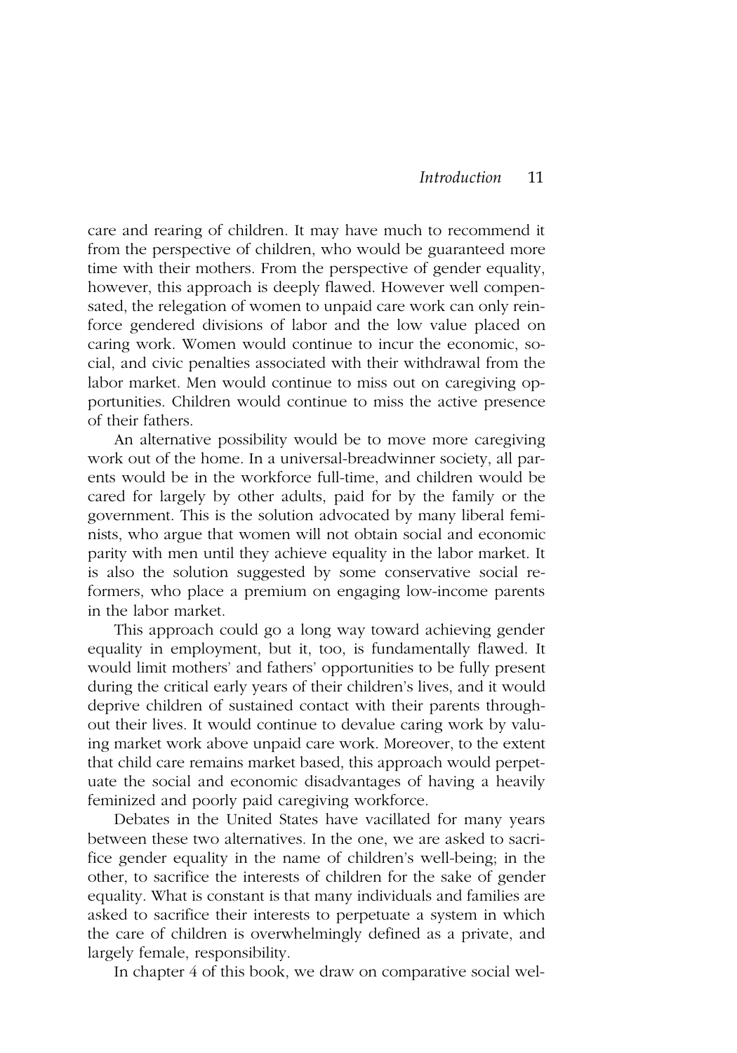care and rearing of children. It may have much to recommend it from the perspective of children, who would be guaranteed more time with their mothers. From the perspective of gender equality, however, this approach is deeply flawed. However well compensated, the relegation of women to unpaid care work can only reinforce gendered divisions of labor and the low value placed on caring work. Women would continue to incur the economic, social, and civic penalties associated with their withdrawal from the labor market. Men would continue to miss out on caregiving opportunities. Children would continue to miss the active presence of their fathers.

An alternative possibility would be to move more caregiving work out of the home. In a universal-breadwinner society, all parents would be in the workforce full-time, and children would be cared for largely by other adults, paid for by the family or the government. This is the solution advocated by many liberal feminists, who argue that women will not obtain social and economic parity with men until they achieve equality in the labor market. It is also the solution suggested by some conservative social reformers, who place a premium on engaging low-income parents in the labor market.

This approach could go a long way toward achieving gender equality in employment, but it, too, is fundamentally flawed. It would limit mothers' and fathers' opportunities to be fully present during the critical early years of their children's lives, and it would deprive children of sustained contact with their parents throughout their lives. It would continue to devalue caring work by valuing market work above unpaid care work. Moreover, to the extent that child care remains market based, this approach would perpetuate the social and economic disadvantages of having a heavily feminized and poorly paid caregiving workforce.

Debates in the United States have vacillated for many years between these two alternatives. In the one, we are asked to sacrifice gender equality in the name of children's well-being; in the other, to sacrifice the interests of children for the sake of gender equality. What is constant is that many individuals and families are asked to sacrifice their interests to perpetuate a system in which the care of children is overwhelmingly defined as a private, and largely female, responsibility.

In chapter 4 of this book, we draw on comparative social wel-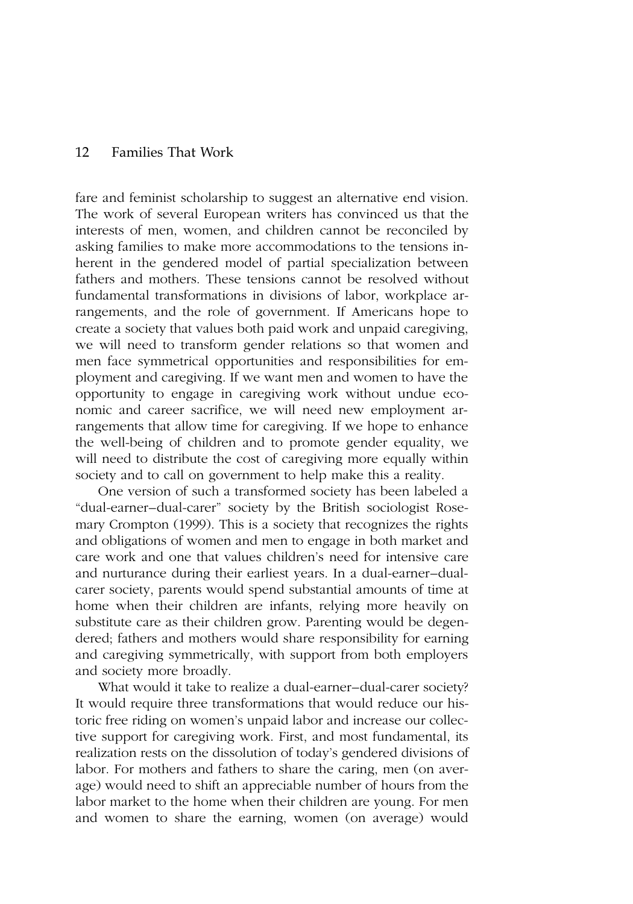fare and feminist scholarship to suggest an alternative end vision. The work of several European writers has convinced us that the interests of men, women, and children cannot be reconciled by asking families to make more accommodations to the tensions inherent in the gendered model of partial specialization between fathers and mothers. These tensions cannot be resolved without fundamental transformations in divisions of labor, workplace arrangements, and the role of government. If Americans hope to create a society that values both paid work and unpaid caregiving, we will need to transform gender relations so that women and men face symmetrical opportunities and responsibilities for employment and caregiving. If we want men and women to have the opportunity to engage in caregiving work without undue economic and career sacrifice, we will need new employment arrangements that allow time for caregiving. If we hope to enhance the well-being of children and to promote gender equality, we will need to distribute the cost of caregiving more equally within society and to call on government to help make this a reality.

One version of such a transformed society has been labeled a "dual-earner–dual-carer" society by the British sociologist Rosemary Crompton (1999). This is a society that recognizes the rights and obligations of women and men to engage in both market and care work and one that values children's need for intensive care and nurturance during their earliest years. In a dual-earner–dual-carer society, parents would spend substantial amounts of time at home when their children are infants, relying more heavily on substitute care as their children grow. Parenting would be degendered; fathers and mothers would share responsibility for earning and caregiving symmetrically, with support from both employers and society more broadly.

What would it take to realize a dual-earner–dual-carer society? It would require three transformations that would reduce our historic free riding on women's unpaid labor and increase our collective support for caregiving work. First, and most fundamental, its realization rests on the dissolution of today's gendered divisions of labor. For mothers and fathers to share the caring, men (on average) would need to shift an appreciable number of hours from the labor market to the home when their children are young. For men and women to share the earning, women (on average) would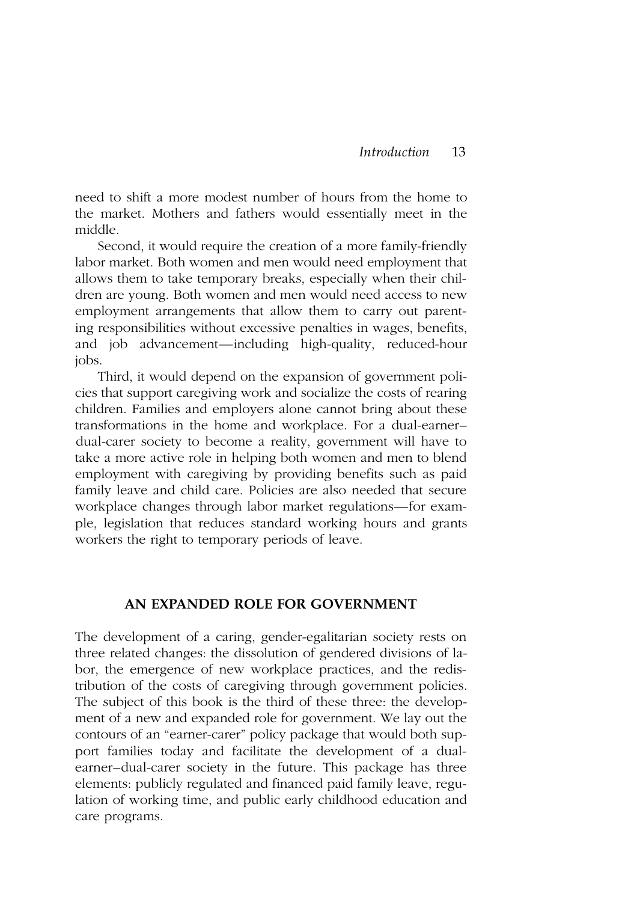need to shift a more modest number of hours from the home to the market. Mothers and fathers would essentially meet in the middle.

Second, it would require the creation of a more family-friendly labor market. Both women and men would need employment that allows them to take temporary breaks, especially when their children are young. Both women and men would need access to new employment arrangements that allow them to carry out parenting responsibilities without excessive penalties in wages, benefits, and job advancement—including high-quality, reduced-hour jobs.

Third, it would depend on the expansion of government policies that support caregiving work and socialize the costs of rearing children. Families and employers alone cannot bring about these transformations in the home and workplace. For a dual-earner–dual-carer society to become a reality, government will have to take a more active role in helping both women and men to blend employment with caregiving by providing benefits such as paid family leave and child care. Policies are also needed that secure workplace changes through labor market regulations—for example, legislation that reduces standard working hours and grants workers the right to temporary periods of leave.

## AN EXPANDED ROLE FOR GOVERNMENT

The development of a caring, gender-egalitarian society rests on three related changes: the dissolution of gendered divisions of labor, the emergence of new workplace practices, and the redistribution of the costs of caregiving through government policies. The subject of this book is the third of these three: the development of a new and expanded role for government. We lay out the contours of an "earner-carer" policy package that would both support families today and facilitate the development of a dual-earner–dual-carer society in the future. This package has three elements: publicly regulated and financed paid family leave, regulation of working time, and public early childhood education and care programs.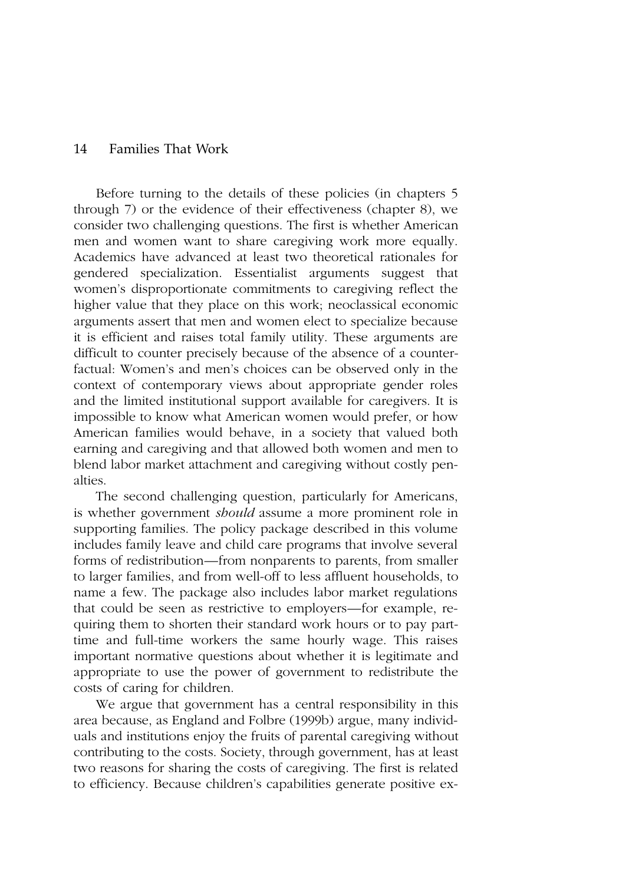Before turning to the details of these policies (in chapters 5 through 7) or the evidence of their effectiveness (chapter 8), we consider two challenging questions. The first is whether American men and women want to share caregiving work more equally. Academics have advanced at least two theoretical rationales for gendered specialization. Essentialist arguments suggest that women's disproportionate commitments to caregiving reflect the higher value that they place on this work; neoclassical economic arguments assert that men and women elect to specialize because it is efficient and raises total family utility. These arguments are difficult to counter precisely because of the absence of a counterfactual: Women's and men's choices can be observed only in the context of contemporary views about appropriate gender roles and the limited institutional support available for caregivers. It is impossible to know what American women would prefer, or how American families would behave, in a society that valued both earning and caregiving and that allowed both women and men to blend labor market attachment and caregiving without costly penalties.

The second challenging question, particularly for Americans, is whether government *should* assume a more prominent role in supporting families. The policy package described in this volume includes family leave and child care programs that involve several forms of redistribution—from nonparents to parents, from smaller to larger families, and from well-off to less affluent households, to name a few. The package also includes labor market regulations that could be seen as restrictive to employers—for example, requiring them to shorten their standard work hours or to pay part-time and full-time workers the same hourly wage. This raises important normative questions about whether it is legitimate and appropriate to use the power of government to redistribute the costs of caring for children.

We argue that government has a central responsibility in this area because, as England and Folbre (1999b) argue, many individuals and institutions enjoy the fruits of parental caregiving without contributing to the costs. Society, through government, has at least two reasons for sharing the costs of caregiving. The first is related to efficiency. Because children's capabilities generate positive ex-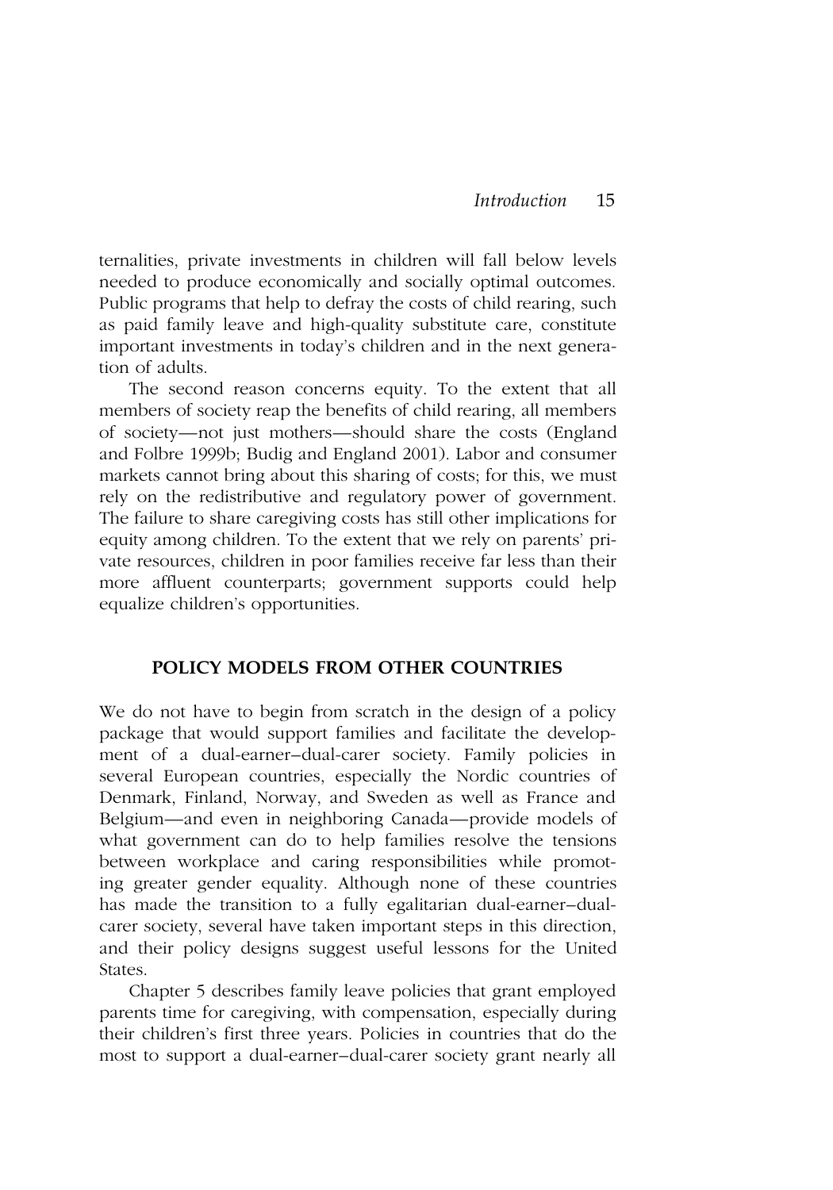ternalities, private investments in children will fall below levels needed to produce economically and socially optimal outcomes. Public programs that help to defray the costs of child rearing, such as paid family leave and high-quality substitute care, constitute important investments in today's children and in the next generation of adults.

The second reason concerns equity. To the extent that all members of society reap the benefits of child rearing, all members of society—not just mothers—should share the costs (England and Folbre 1999b; Budig and England 2001). Labor and consumer markets cannot bring about this sharing of costs; for this, we must rely on the redistributive and regulatory power of government. The failure to share caregiving costs has still other implications for equity among children. To the extent that we rely on parents' private resources, children in poor families receive far less than their more affluent counterparts; government supports could help equalize children's opportunities.

## POLICY MODELS FROM OTHER COUNTRIES

We do not have to begin from scratch in the design of a policy package that would support families and facilitate the development of a dual-earner–dual-carer society. Family policies in several European countries, especially the Nordic countries of Denmark, Finland, Norway, and Sweden as well as France and Belgium—and even in neighboring Canada—provide models of what government can do to help families resolve the tensions between workplace and caring responsibilities while promoting greater gender equality. Although none of these countries has made the transition to a fully egalitarian dual-earner–dual-carer society, several have taken important steps in this direction, and their policy designs suggest useful lessons for the United States.

Chapter 5 describes family leave policies that grant employed parents time for caregiving, with compensation, especially during their children's first three years. Policies in countries that do the most to support a dual-earner–dual-carer society grant nearly all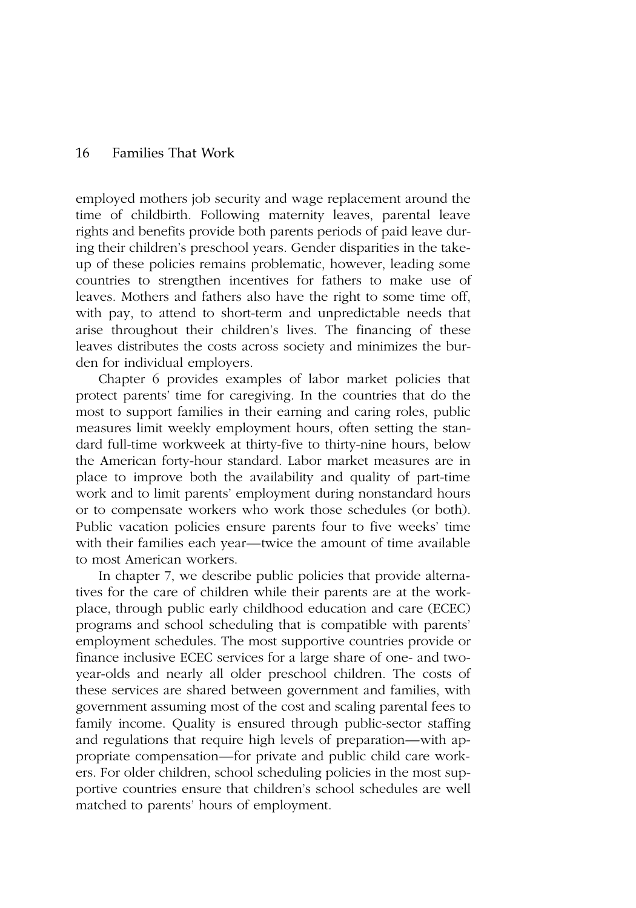employed mothers job security and wage replacement around the time of childbirth. Following maternity leaves, parental leave rights and benefits provide both parents periods of paid leave during their children's preschool years. Gender disparities in the take-up of these policies remains problematic, however, leading some countries to strengthen incentives for fathers to make use of leaves. Mothers and fathers also have the right to some time off, with pay, to attend to short-term and unpredictable needs that arise throughout their children's lives. The financing of these leaves distributes the costs across society and minimizes the burden for individual employers.

Chapter 6 provides examples of labor market policies that protect parents' time for caregiving. In the countries that do the most to support families in their earning and caring roles, public measures limit weekly employment hours, often setting the standard full-time workweek at thirty-five to thirty-nine hours, below the American forty-hour standard. Labor market measures are in place to improve both the availability and quality of part-time work and to limit parents' employment during nonstandard hours or to compensate workers who work those schedules (or both). Public vacation policies ensure parents four to five weeks' time with their families each year—twice the amount of time available to most American workers.

In chapter 7, we describe public policies that provide alternatives for the care of children while their parents are at the workplace, through public early childhood education and care (ECEC) programs and school scheduling that is compatible with parents' employment schedules. The most supportive countries provide or finance inclusive ECEC services for a large share of one- and two-year-olds and nearly all older preschool children. The costs of these services are shared between government and families, with government assuming most of the cost and scaling parental fees to family income. Quality is ensured through public-sector staffing and regulations that require high levels of preparation—with appropriate compensation—for private and public child care workers. For older children, school scheduling policies in the most supportive countries ensure that children's school schedules are well matched to parents' hours of employment.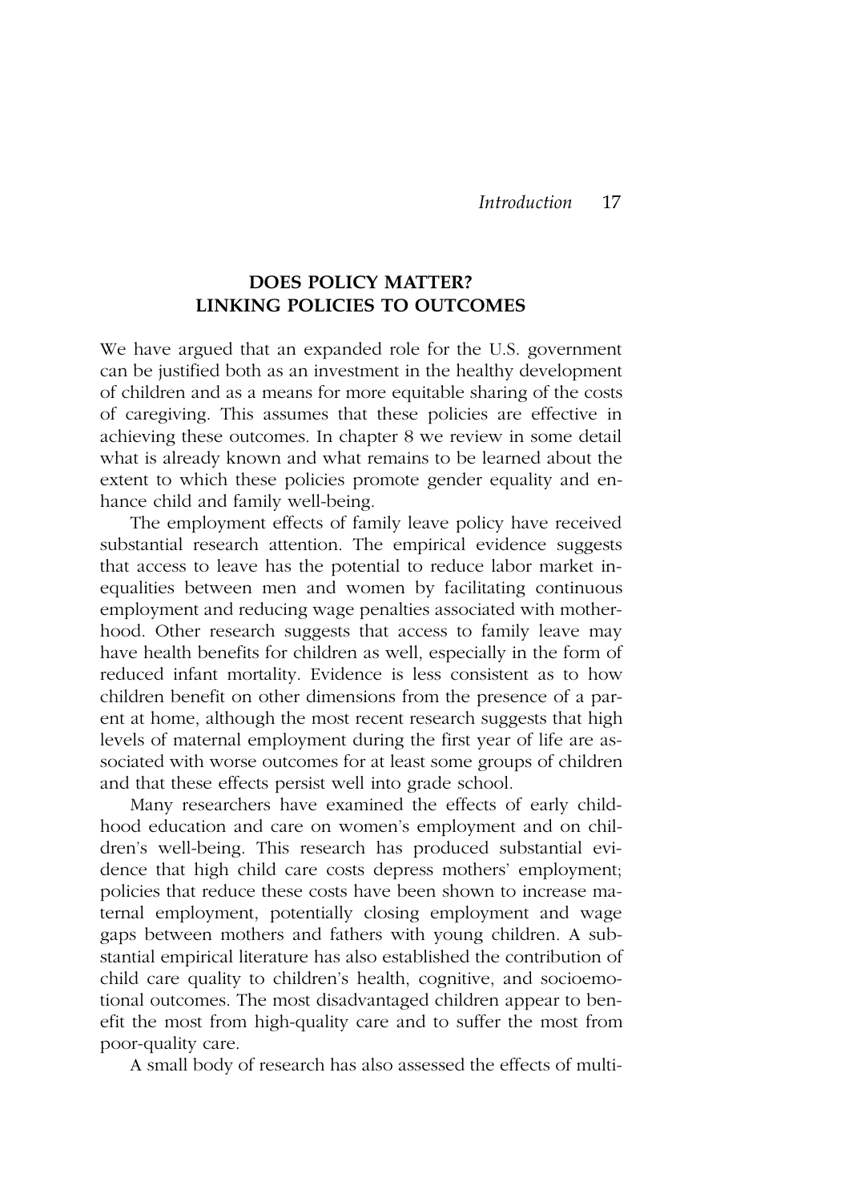## DOES POLICY MATTER? LINKING POLICIES TO OUTCOMES

We have argued that an expanded role for the U.S. government can be justified both as an investment in the healthy development of children and as a means for more equitable sharing of the costs of caregiving. This assumes that these policies are effective in achieving these outcomes. In chapter 8 we review in some detail what is already known and what remains to be learned about the extent to which these policies promote gender equality and enhance child and family well-being.

The employment effects of family leave policy have received substantial research attention. The empirical evidence suggests that access to leave has the potential to reduce labor market inequalities between men and women by facilitating continuous employment and reducing wage penalties associated with motherhood. Other research suggests that access to family leave may have health benefits for children as well, especially in the form of reduced infant mortality. Evidence is less consistent as to how children benefit on other dimensions from the presence of a parent at home, although the most recent research suggests that high levels of maternal employment during the first year of life are associated with worse outcomes for at least some groups of children and that these effects persist well into grade school.

Many researchers have examined the effects of early childhood education and care on women's employment and on children's well-being. This research has produced substantial evidence that high child care costs depress mothers' employment; policies that reduce these costs have been shown to increase maternal employment, potentially closing employment and wage gaps between mothers and fathers with young children. A substantial empirical literature has also established the contribution of child care quality to children's health, cognitive, and socioemotional outcomes. The most disadvantaged children appear to benefit the most from high-quality care and to suffer the most from poor-quality care.

A small body of research has also assessed the effects of multi-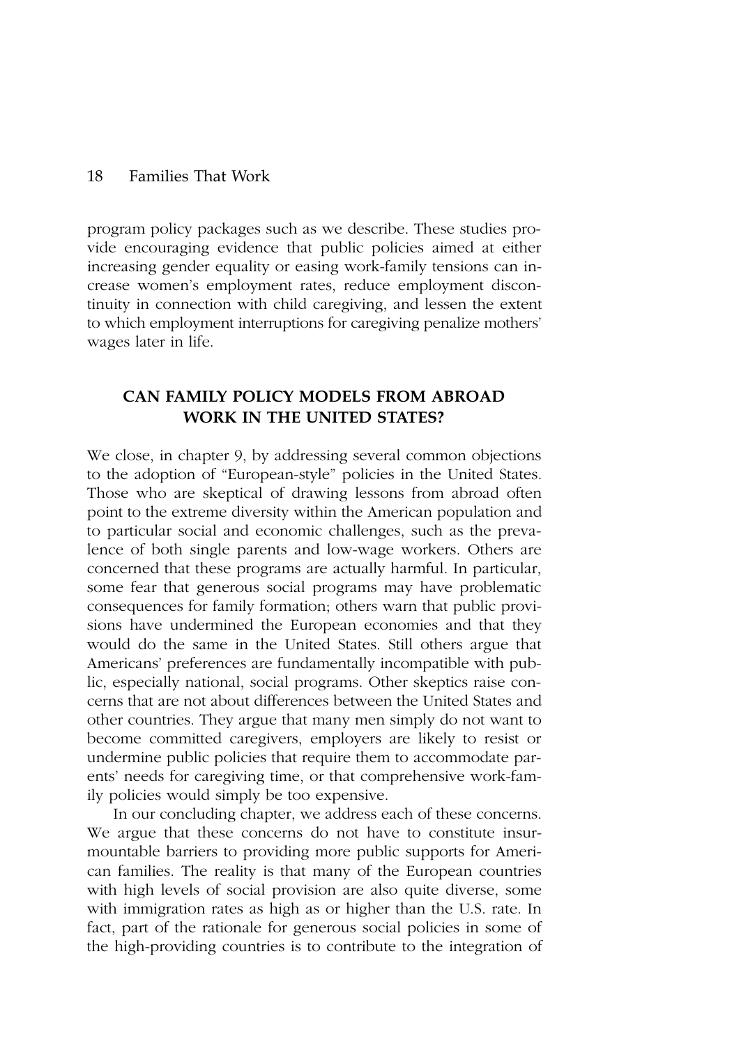program policy packages such as we describe. These studies provide encouraging evidence that public policies aimed at either increasing gender equality or easing work-family tensions can increase women's employment rates, reduce employment discontinuity in connection with child caregiving, and lessen the extent to which employment interruptions for caregiving penalize mothers' wages later in life.

## CAN FAMILY POLICY MODELS FROM ABROAD WORK IN THE UNITED STATES?

We close, in chapter 9, by addressing several common objections to the adoption of "European-style" policies in the United States. Those who are skeptical of drawing lessons from abroad often point to the extreme diversity within the American population and to particular social and economic challenges, such as the prevalence of both single parents and low-wage workers. Others are concerned that these programs are actually harmful. In particular, some fear that generous social programs may have problematic consequences for family formation; others warn that public provisions have undermined the European economies and that they would do the same in the United States. Still others argue that Americans' preferences are fundamentally incompatible with public, especially national, social programs. Other skeptics raise concerns that are not about differences between the United States and other countries. They argue that many men simply do not want to become committed caregivers, employers are likely to resist or undermine public policies that require them to accommodate parents' needs for caregiving time, or that comprehensive work-family policies would simply be too expensive.

In our concluding chapter, we address each of these concerns. We argue that these concerns do not have to constitute insurmountable barriers to providing more public supports for American families. The reality is that many of the European countries with high levels of social provision are also quite diverse, some with immigration rates as high as or higher than the U.S. rate. In fact, part of the rationale for generous social policies in some of the high-providing countries is to contribute to the integration of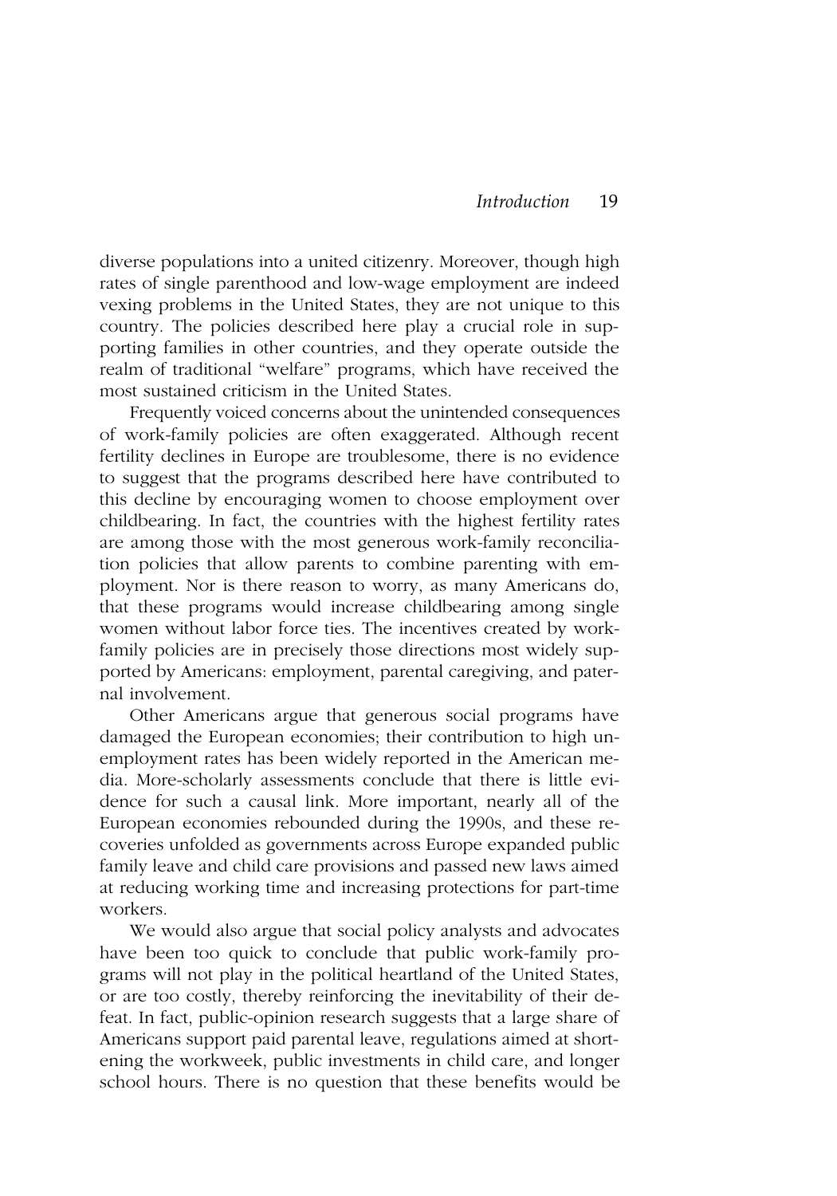diverse populations into a united citizenry. Moreover, though high rates of single parenthood and low-wage employment are indeed vexing problems in the United States, they are not unique to this country. The policies described here play a crucial role in supporting families in other countries, and they operate outside the realm of traditional "welfare" programs, which have received the most sustained criticism in the United States.

Frequently voiced concerns about the unintended consequences of work-family policies are often exaggerated. Although recent fertility declines in Europe are troublesome, there is no evidence to suggest that the programs described here have contributed to this decline by encouraging women to choose employment over childbearing. In fact, the countries with the highest fertility rates are among those with the most generous work-family reconciliation policies that allow parents to combine parenting with employment. Nor is there reason to worry, as many Americans do, that these programs would increase childbearing among single women without labor force ties. The incentives created by work-family policies are in precisely those directions most widely supported by Americans: employment, parental caregiving, and paternal involvement.

Other Americans argue that generous social programs have damaged the European economies; their contribution to high unemployment rates has been widely reported in the American media. More-scholarly assessments conclude that there is little evidence for such a causal link. More important, nearly all of the European economies rebounded during the 1990s, and these recoveries unfolded as governments across Europe expanded public family leave and child care provisions and passed new laws aimed at reducing working time and increasing protections for part-time workers.

We would also argue that social policy analysts and advocates have been too quick to conclude that public work-family programs will not play in the political heartland of the United States, or are too costly, thereby reinforcing the inevitability of their defeat. In fact, public-opinion research suggests that a large share of Americans support paid parental leave, regulations aimed at shortening the workweek, public investments in child care, and longer school hours. There is no question that these benefits would be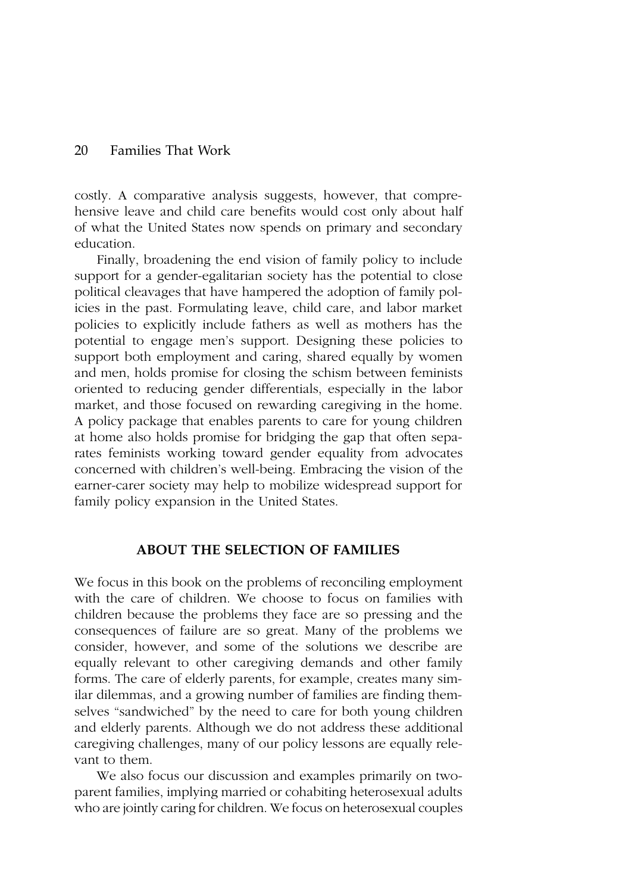costly. A comparative analysis suggests, however, that comprehensive leave and child care benefits would cost only about half of what the United States now spends on primary and secondary education.

Finally, broadening the end vision of family policy to include support for a gender-egalitarian society has the potential to close political cleavages that have hampered the adoption of family policies in the past. Formulating leave, child care, and labor market policies to explicitly include fathers as well as mothers has the potential to engage men's support. Designing these policies to support both employment and caring, shared equally by women and men, holds promise for closing the schism between feminists oriented to reducing gender differentials, especially in the labor market, and those focused on rewarding caregiving in the home. A policy package that enables parents to care for young children at home also holds promise for bridging the gap that often separates feminists working toward gender equality from advocates concerned with children's well-being. Embracing the vision of the earner-carer society may help to mobilize widespread support for family policy expansion in the United States.

## ABOUT THE SELECTION OF FAMILIES

We focus in this book on the problems of reconciling employment with the care of children. We choose to focus on families with children because the problems they face are so pressing and the consequences of failure are so great. Many of the problems we consider, however, and some of the solutions we describe are equally relevant to other caregiving demands and other family forms. The care of elderly parents, for example, creates many similar dilemmas, and a growing number of families are finding themselves "sandwiched" by the need to care for both young children and elderly parents. Although we do not address these additional caregiving challenges, many of our policy lessons are equally relevant to them.

We also focus our discussion and examples primarily on two-parent families, implying married or cohabiting heterosexual adults who are jointly caring for children. We focus on heterosexual couples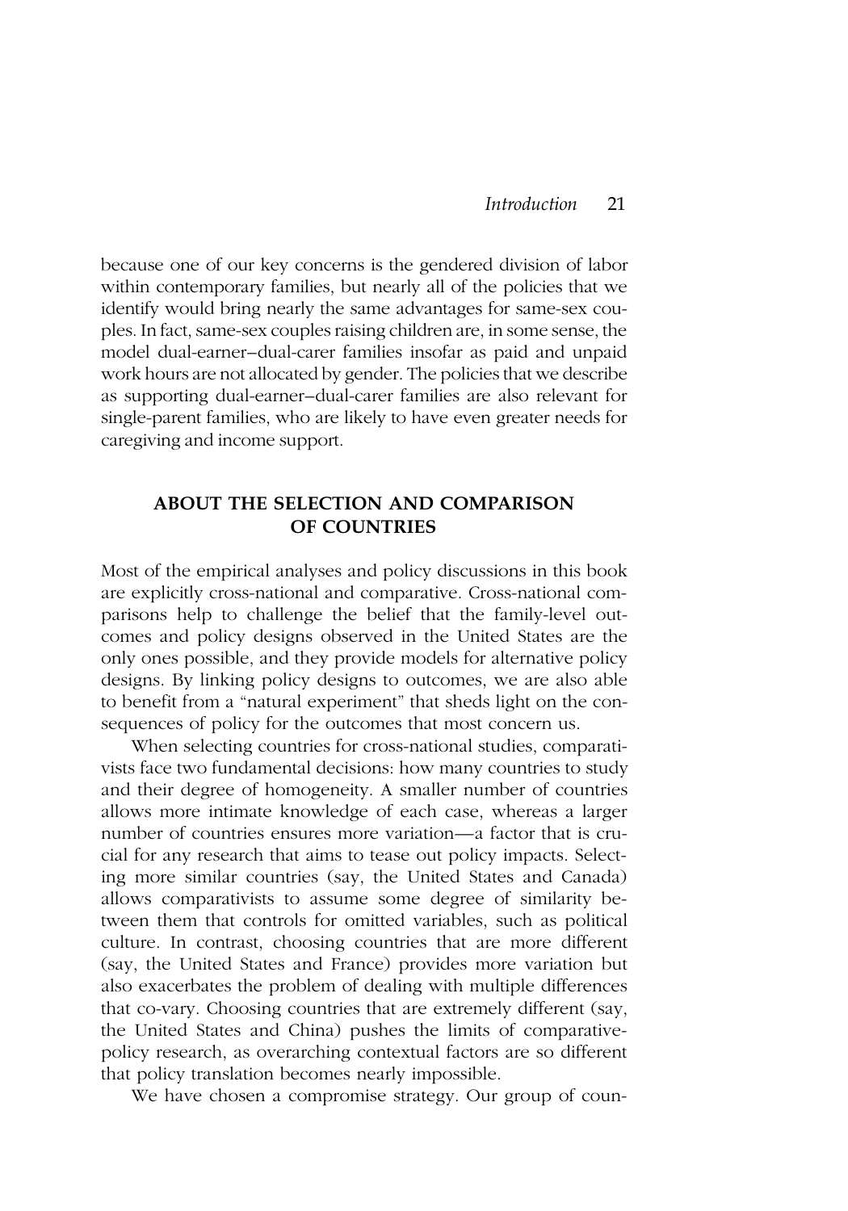because one of our key concerns is the gendered division of labor within contemporary families, but nearly all of the policies that we identify would bring nearly the same advantages for same-sex couples. In fact, same-sex couples raising children are, in some sense, the model dual-earner–dual-carer families insofar as paid and unpaid work hours are not allocated by gender. The policies that we describe as supporting dual-earner–dual-carer families are also relevant for single-parent families, who are likely to have even greater needs for caregiving and income support.

## ABOUT THE SELECTION AND COMPARISON OF COUNTRIES

Most of the empirical analyses and policy discussions in this book are explicitly cross-national and comparative. Cross-national comparisons help to challenge the belief that the family-level outcomes and policy designs observed in the United States are the only ones possible, and they provide models for alternative policy designs. By linking policy designs to outcomes, we are also able to benefit from a "natural experiment" that sheds light on the consequences of policy for the outcomes that most concern us.

When selecting countries for cross-national studies, comparativists face two fundamental decisions: how many countries to study and their degree of homogeneity. A smaller number of countries allows more intimate knowledge of each case, whereas a larger number of countries ensures more variation—a factor that is crucial for any research that aims to tease out policy impacts. Selecting more similar countries (say, the United States and Canada) allows comparativists to assume some degree of similarity between them that controls for omitted variables, such as political culture. In contrast, choosing countries that are more different (say, the United States and France) provides more variation but also exacerbates the problem of dealing with multiple differences that co-vary. Choosing countries that are extremely different (say, the United States and China) pushes the limits of comparative-policy research, as overarching contextual factors are so different that policy translation becomes nearly impossible.

We have chosen a compromise strategy. Our group of coun-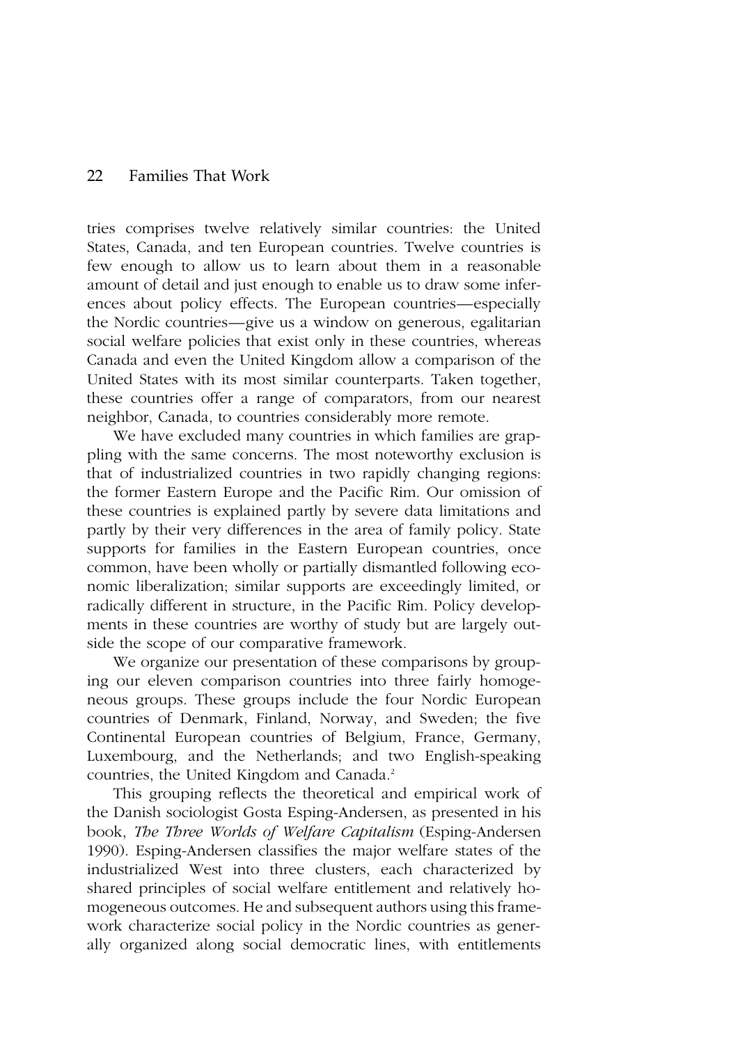tries comprises twelve relatively similar countries: the United States, Canada, and ten European countries. Twelve countries is few enough to allow us to learn about them in a reasonable amount of detail and just enough to enable us to draw some inferences about policy effects. The European countries—especially the Nordic countries—give us a window on generous, egalitarian social welfare policies that exist only in these countries, whereas Canada and even the United Kingdom allow a comparison of the United States with its most similar counterparts. Taken together, these countries offer a range of comparators, from our nearest neighbor, Canada, to countries considerably more remote.

We have excluded many countries in which families are grappling with the same concerns. The most noteworthy exclusion is that of industrialized countries in two rapidly changing regions: the former Eastern Europe and the Pacific Rim. Our omission of these countries is explained partly by severe data limitations and partly by their very differences in the area of family policy. State supports for families in the Eastern European countries, once common, have been wholly or partially dismantled following economic liberalization; similar supports are exceedingly limited, or radically different in structure, in the Pacific Rim. Policy developments in these countries are worthy of study but are largely outside the scope of our comparative framework.

We organize our presentation of these comparisons by grouping our eleven comparison countries into three fairly homogeneous groups. These groups include the four Nordic European countries of Denmark, Finland, Norway, and Sweden; the five Continental European countries of Belgium, France, Germany, Luxembourg, and the Netherlands; and two English-speaking countries, the United Kingdom and Canada.[2]

This grouping reflects the theoretical and empirical work of the Danish sociologist Gosta Esping-Andersen, as presented in his book, *The Three Worlds of Welfare Capitalism* (Esping-Andersen 1990). Esping-Andersen classifies the major welfare states of the industrialized West into three clusters, each characterized by shared principles of social welfare entitlement and relatively homogeneous outcomes. He and subsequent authors using this framework characterize social policy in the Nordic countries as generally organized along social democratic lines, with entitlements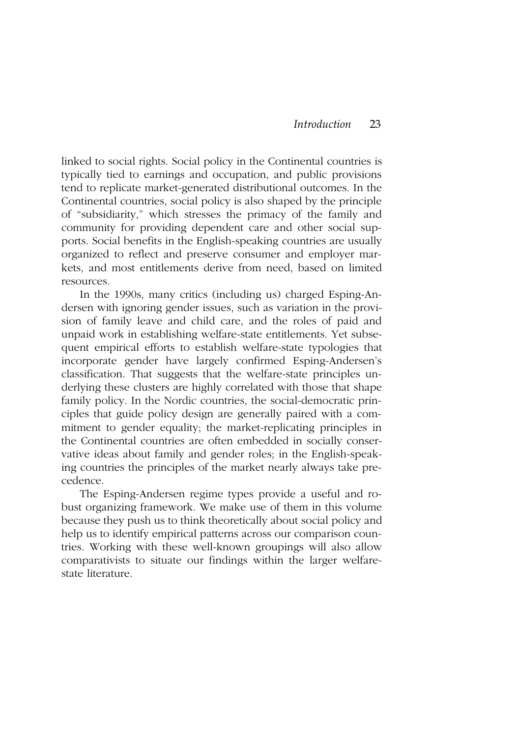linked to social rights. Social policy in the Continental countries is typically tied to earnings and occupation, and public provisions tend to replicate market-generated distributional outcomes. In the Continental countries, social policy is also shaped by the principle of "subsidiarity," which stresses the primacy of the family and community for providing dependent care and other social supports. Social benefits in the English-speaking countries are usually organized to reflect and preserve consumer and employer markets, and most entitlements derive from need, based on limited resources.

In the 1990s, many critics (including us) charged Esping-Andersen with ignoring gender issues, such as variation in the provision of family leave and child care, and the roles of paid and unpaid work in establishing welfare-state entitlements. Yet subsequent empirical efforts to establish welfare-state typologies that incorporate gender have largely confirmed Esping-Andersen's classification. That suggests that the welfare-state principles underlying these clusters are highly correlated with those that shape family policy. In the Nordic countries, the social-democratic principles that guide policy design are generally paired with a commitment to gender equality; the market-replicating principles in the Continental countries are often embedded in socially conservative ideas about family and gender roles; in the English-speaking countries the principles of the market nearly always take precedence.

The Esping-Andersen regime types provide a useful and robust organizing framework. We make use of them in this volume because they push us to think theoretically about social policy and help us to identify empirical patterns across our comparison countries. Working with these well-known groupings will also allow comparativists to situate our findings within the larger welfare-state literature.